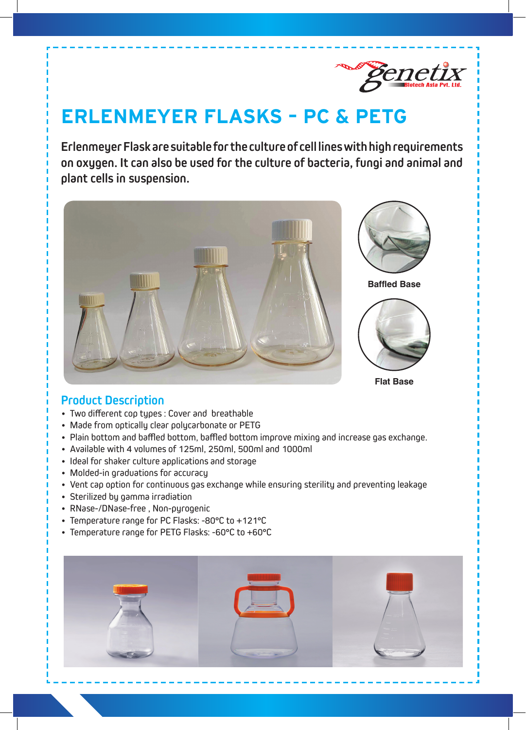Genetix Biotech Asia Pvt. Ltd.

# ERLENMEYER FLASKS - PC & PETG

**Erlenmeyer Flask are suitable for the culture of cell lines with high requirements on oxygen. It can also be used for the culture of bacteria, fungi and animal and plant cells in suspension.**

Baffled Base

Flat Base

## Product Description

- Two different cop types : Cover and breathable
- Made from optically clear polycarbonate or PETG
- Plain bottom and baffled bottom, baffled bottom improve mixing and increase gas exchange.
- Available with 4 volumes of 125ml, 250ml, 500ml and 1000ml
- Ideal for shaker culture applications and storage
- Molded-in graduations for accuracy
- Vent cap option for continuous gas exchange while ensuring sterility and preventing leakage
- Sterilized by gamma irradiation
- RNase-/DNase-free , Non-pyrogenic
- Temperature range for PC Flasks: -80°C to +121°C
- Temperature range for PETG Flasks: -60°C to +60°C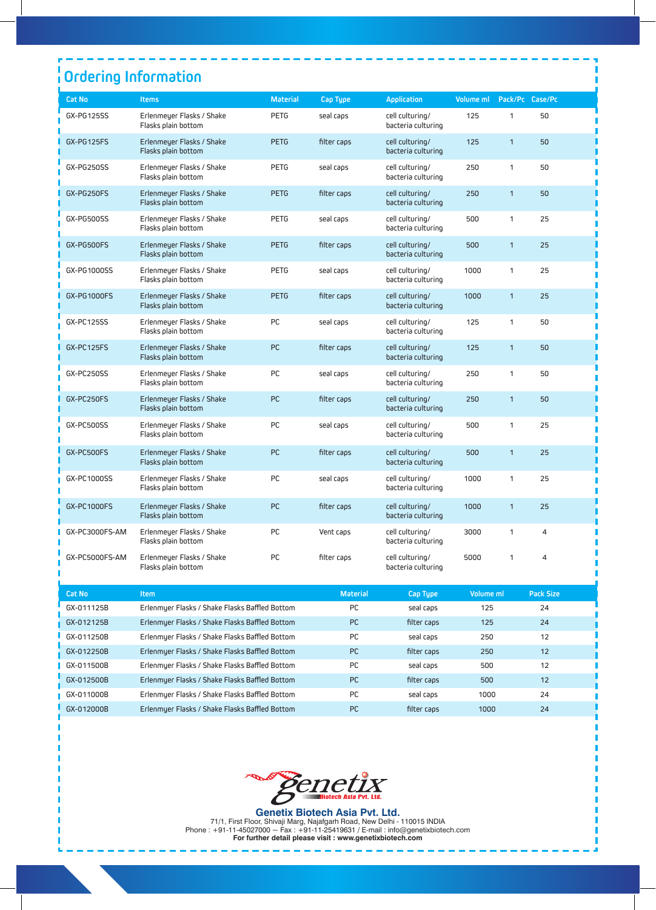## Ordering Information

| Cat No | Items | Material | Cap Type | Application | Volume ml | Pack/Pc | Case/Pc |
|---|---|---|---|---|---|---|---|
| GX-PG125SS | Erlenmeyer Flasks / Shake Flasks plain bottom | PETG | seal caps | cell culturing/ bacteria culturing | 125 | 1 | 50 |
| GX-PG125FS | Erlenmeyer Flasks / Shake Flasks plain bottom | PETG | filter caps | cell culturing/ bacteria culturing | 125 | 1 | 50 |
| GX-PG250SS | Erlenmeyer Flasks / Shake Flasks plain bottom | PETG | seal caps | cell culturing/ bacteria culturing | 250 | 1 | 50 |
| GX-PG250FS | Erlenmeyer Flasks / Shake Flasks plain bottom | PETG | filter caps | cell culturing/ bacteria culturing | 250 | 1 | 50 |
| GX-PG500SS | Erlenmeyer Flasks / Shake Flasks plain bottom | PETG | seal caps | cell culturing/ bacteria culturing | 500 | 1 | 25 |
| GX-PG500FS | Erlenmeyer Flasks / Shake Flasks plain bottom | PETG | filter caps | cell culturing/ bacteria culturing | 500 | 1 | 25 |
| GX-PG1000SS | Erlenmeyer Flasks / Shake Flasks plain bottom | PETG | seal caps | cell culturing/ bacteria culturing | 1000 | 1 | 25 |
| GX-PG1000FS | Erlenmeyer Flasks / Shake Flasks plain bottom | PETG | filter caps | cell culturing/ bacteria culturing | 1000 | 1 | 25 |
| GX-PC125SS | Erlenmeyer Flasks / Shake Flasks plain bottom | PC | seal caps | cell culturing/ bacteria culturing | 125 | 1 | 50 |
| GX-PC125FS | Erlenmeyer Flasks / Shake Flasks plain bottom | PC | filter caps | cell culturing/ bacteria culturing | 125 | 1 | 50 |
| GX-PC250SS | Erlenmeyer Flasks / Shake Flasks plain bottom | PC | seal caps | cell culturing/ bacteria culturing | 250 | 1 | 50 |
| GX-PC250FS | Erlenmeyer Flasks / Shake Flasks plain bottom | PC | filter caps | cell culturing/ bacteria culturing | 250 | 1 | 50 |
| GX-PC500SS | Erlenmeyer Flasks / Shake Flasks plain bottom | PC | seal caps | cell culturing/ bacteria culturing | 500 | 1 | 25 |
| GX-PC500FS | Erlenmeyer Flasks / Shake Flasks plain bottom | PC | filter caps | cell culturing/ bacteria culturing | 500 | 1 | 25 |
| GX-PC1000SS | Erlenmeyer Flasks / Shake Flasks plain bottom | PC | seal caps | cell culturing/ bacteria culturing | 1000 | 1 | 25 |
| GX-PC1000FS | Erlenmeyer Flasks / Shake Flasks plain bottom | PC | filter caps | cell culturing/ bacteria culturing | 1000 | 1 | 25 |
| GX-PC3000FS-AM | Erlenmeyer Flasks / Shake Flasks plain bottom | PC | Vent caps | cell culturing/ bacteria culturing | 3000 | 1 | 4 |
| GX-PC5000FS-AM | Erlenmeyer Flasks / Shake Flasks plain bottom | PC | filter caps | cell culturing/ bacteria culturing | 5000 | 1 | 4 |

| Cat No | Item | Material | Cap Type | Volume ml | Pack Size |
|---|---|---|---|---|---|
| GX-011125B | Erlenmyer Flasks / Shake Flasks Baffled Bottom | PC | seal caps | 125 | 24 |
| GX-012125B | Erlenmyer Flasks / Shake Flasks Baffled Bottom | PC | filter caps | 125 | 24 |
| GX-011250B | Erlenmyer Flasks / Shake Flasks Baffled Bottom | PC | seal caps | 250 | 12 |
| GX-012250B | Erlenmyer Flasks / Shake Flasks Baffled Bottom | PC | filter caps | 250 | 12 |
| GX-011500B | Erlenmyer Flasks / Shake Flasks Baffled Bottom | PC | seal caps | 500 | 12 |
| GX-012500B | Erlenmyer Flasks / Shake Flasks Baffled Bottom | PC | filter caps | 500 | 12 |
| GX-011000B | Erlenmyer Flasks / Shake Flasks Baffled Bottom | PC | seal caps | 1000 | 24 |
| GX-012000B | Erlenmyer Flasks / Shake Flasks Baffled Bottom | PC | filter caps | 1000 | 24 |

**Genetix Biotech Asia Pvt. Ltd.**

71/1, First Floor, Shivaji Marg, Najafgarh Road, New Delhi - 110015 INDIA

Phone : +91-11-45027000 ~ Fax : +91-11-25419631 / E-mail : info@genetixbiotech.com

**For further detail please visit : www.genetixbiotech.com**